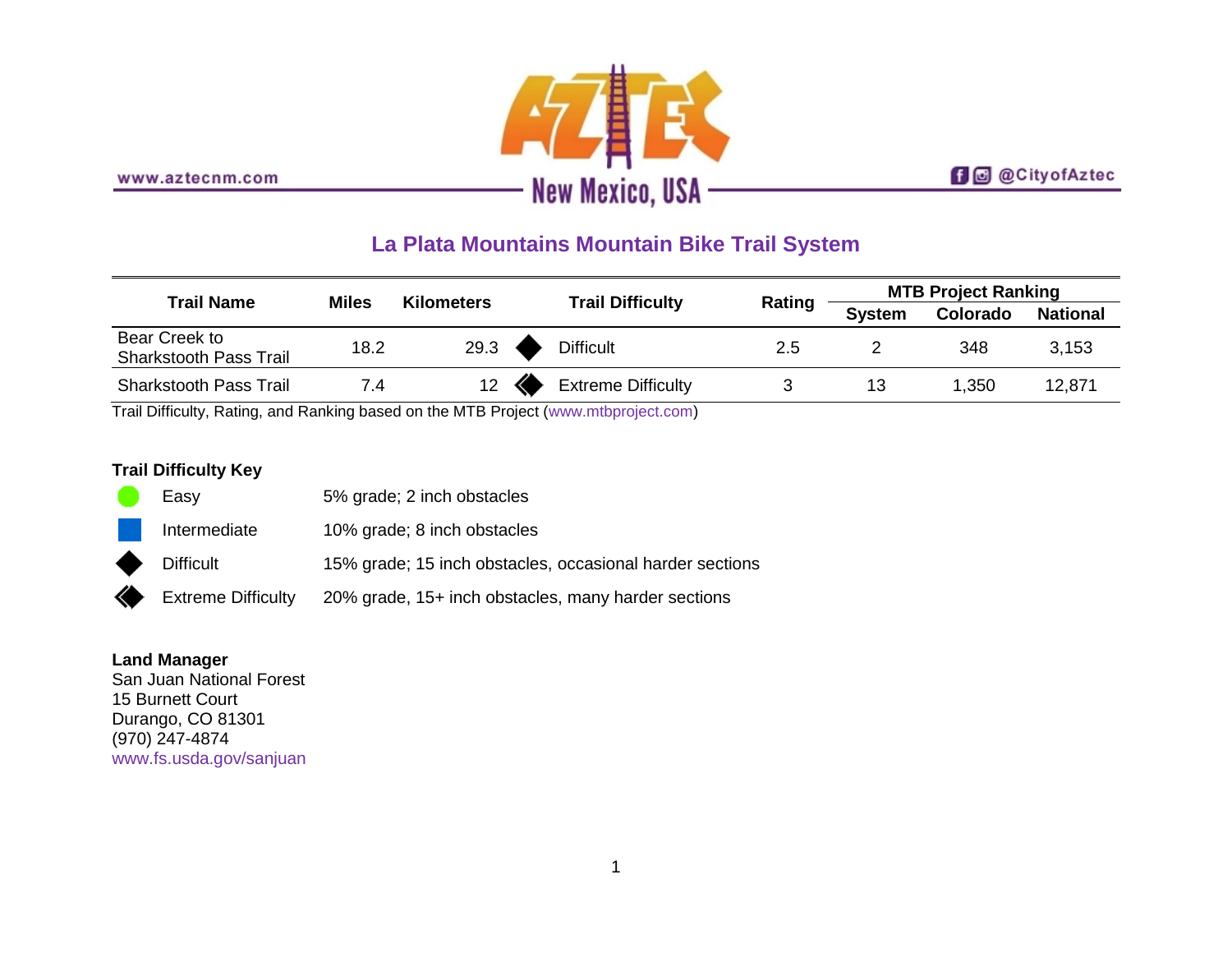www.aztecnm.com

New Mexico, USA

@CityofAztec

## La Plata Mountains Mountain Bike Trail System

| Trail Name | Miles | Kilometers | Trail Difficulty | Rating | MTB Project Ranking | | |
|---|---|---|---|---|---|---|---|
| | | | | | System | Colorado | National |
| Bear Creek to Sharkstooth Pass Trail | 18.2 | 29.3 | ◆ Difficult | 2.5 | 2 | 348 | 3,153 |
| Sharkstooth Pass Trail | 7.4 | 12 | ◆◆ Extreme Difficulty | 3 | 13 | 1,350 | 12,871 |

Trail Difficulty, Rating, and Ranking based on the MTB Project (www.mtbproject.com)

**Trail Difficulty Key**

| | | |
|---|---|---|
| ● | Easy | 5% grade; 2 inch obstacles |
| ■ | Intermediate | 10% grade; 8 inch obstacles |
| ◆ | Difficult | 15% grade; 15 inch obstacles, occasional harder sections |
| ◆◆ | Extreme Difficulty | 20% grade, 15+ inch obstacles, many harder sections |

**Land Manager**
San Juan National Forest
15 Burnett Court
Durango, CO 81301
(970) 247-4874
www.fs.usda.gov/sanjuan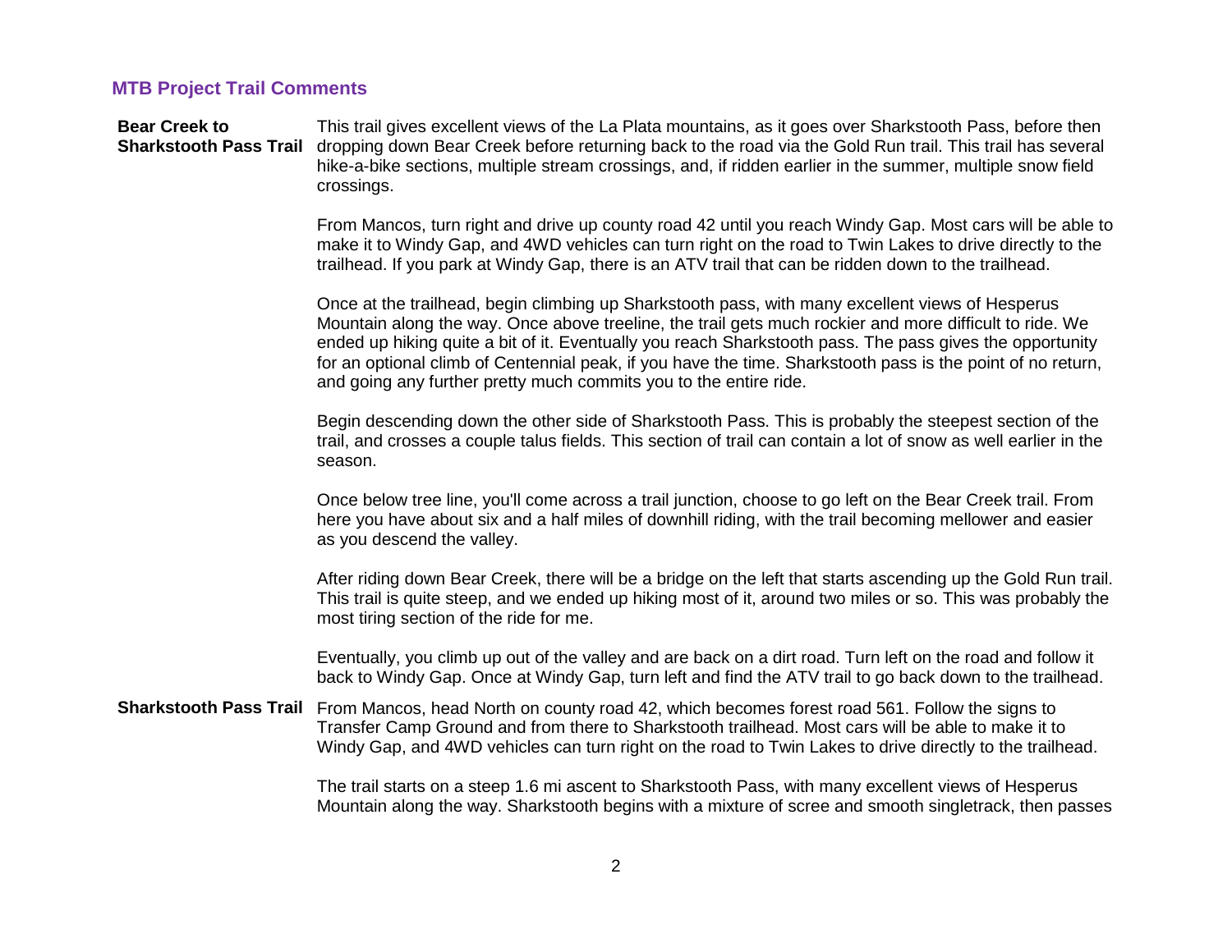## MTB Project Trail Comments

**Bear Creek to Sharkstooth Pass Trail**

This trail gives excellent views of the La Plata mountains, as it goes over Sharkstooth Pass, before then dropping down Bear Creek before returning back to the road via the Gold Run trail. This trail has several hike-a-bike sections, multiple stream crossings, and, if ridden earlier in the summer, multiple snow field crossings.

From Mancos, turn right and drive up county road 42 until you reach Windy Gap. Most cars will be able to make it to Windy Gap, and 4WD vehicles can turn right on the road to Twin Lakes to drive directly to the trailhead. If you park at Windy Gap, there is an ATV trail that can be ridden down to the trailhead.

Once at the trailhead, begin climbing up Sharkstooth pass, with many excellent views of Hesperus Mountain along the way. Once above treeline, the trail gets much rockier and more difficult to ride. We ended up hiking quite a bit of it. Eventually you reach Sharkstooth pass. The pass gives the opportunity for an optional climb of Centennial peak, if you have the time. Sharkstooth pass is the point of no return, and going any further pretty much commits you to the entire ride.

Begin descending down the other side of Sharkstooth Pass. This is probably the steepest section of the trail, and crosses a couple talus fields. This section of trail can contain a lot of snow as well earlier in the season.

Once below tree line, you'll come across a trail junction, choose to go left on the Bear Creek trail. From here you have about six and a half miles of downhill riding, with the trail becoming mellower and easier as you descend the valley.

After riding down Bear Creek, there will be a bridge on the left that starts ascending up the Gold Run trail. This trail is quite steep, and we ended up hiking most of it, around two miles or so. This was probably the most tiring section of the ride for me.

Eventually, you climb up out of the valley and are back on a dirt road. Turn left on the road and follow it back to Windy Gap. Once at Windy Gap, turn left and find the ATV trail to go back down to the trailhead.

**Sharkstooth Pass Trail**

From Mancos, head North on county road 42, which becomes forest road 561. Follow the signs to Transfer Camp Ground and from there to Sharkstooth trailhead. Most cars will be able to make it to Windy Gap, and 4WD vehicles can turn right on the road to Twin Lakes to drive directly to the trailhead.

The trail starts on a steep 1.6 mi ascent to Sharkstooth Pass, with many excellent views of Hesperus Mountain along the way. Sharkstooth begins with a mixture of scree and smooth singletrack, then passes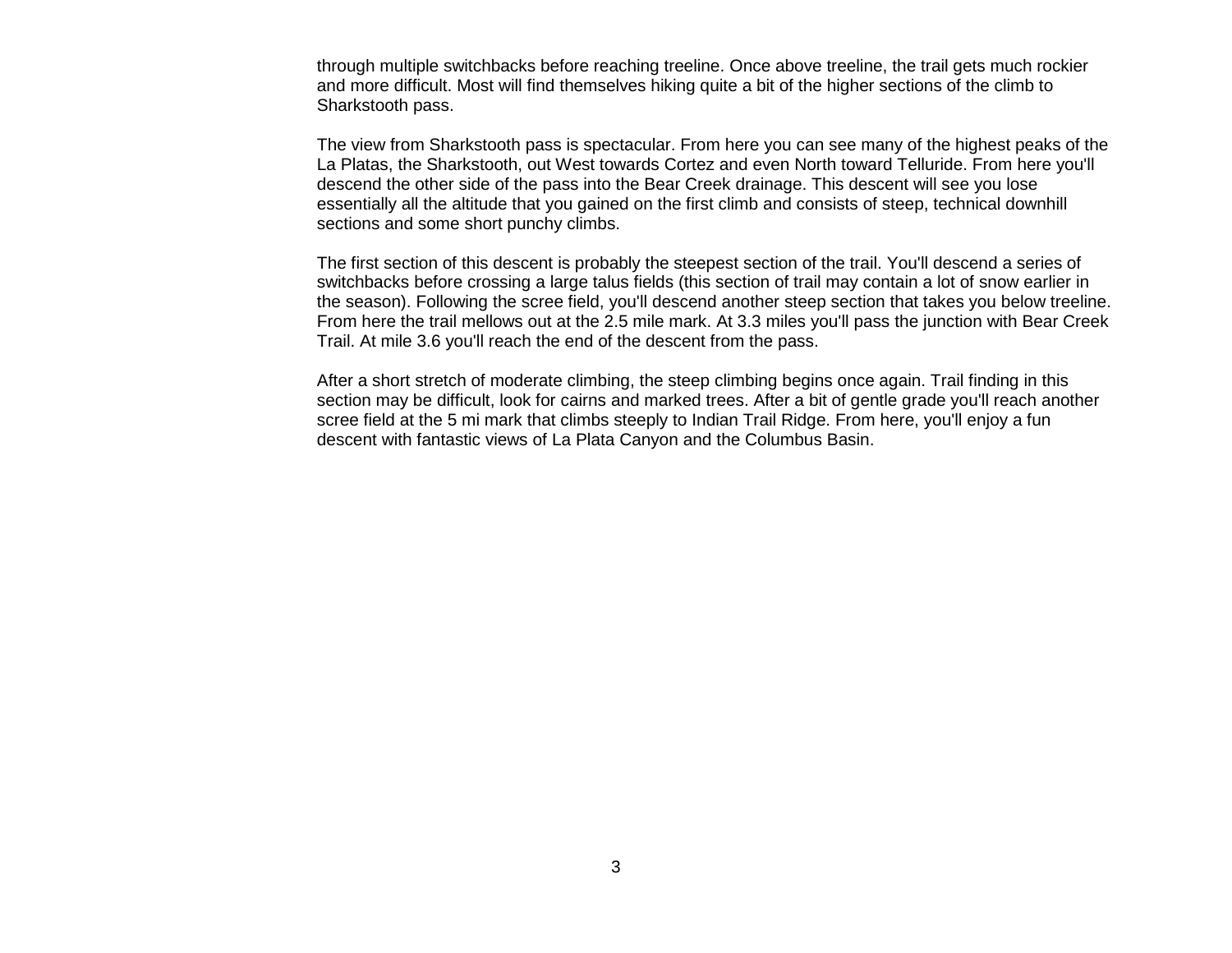through multiple switchbacks before reaching treeline. Once above treeline, the trail gets much rockier and more difficult. Most will find themselves hiking quite a bit of the higher sections of the climb to Sharkstooth pass.

The view from Sharkstooth pass is spectacular. From here you can see many of the highest peaks of the La Platas, the Sharkstooth, out West towards Cortez and even North toward Telluride. From here you'll descend the other side of the pass into the Bear Creek drainage. This descent will see you lose essentially all the altitude that you gained on the first climb and consists of steep, technical downhill sections and some short punchy climbs.

The first section of this descent is probably the steepest section of the trail. You'll descend a series of switchbacks before crossing a large talus fields (this section of trail may contain a lot of snow earlier in the season). Following the scree field, you'll descend another steep section that takes you below treeline. From here the trail mellows out at the 2.5 mile mark. At 3.3 miles you'll pass the junction with Bear Creek Trail. At mile 3.6 you'll reach the end of the descent from the pass.

After a short stretch of moderate climbing, the steep climbing begins once again. Trail finding in this section may be difficult, look for cairns and marked trees. After a bit of gentle grade you'll reach another scree field at the 5 mi mark that climbs steeply to Indian Trail Ridge. From here, you'll enjoy a fun descent with fantastic views of La Plata Canyon and the Columbus Basin.